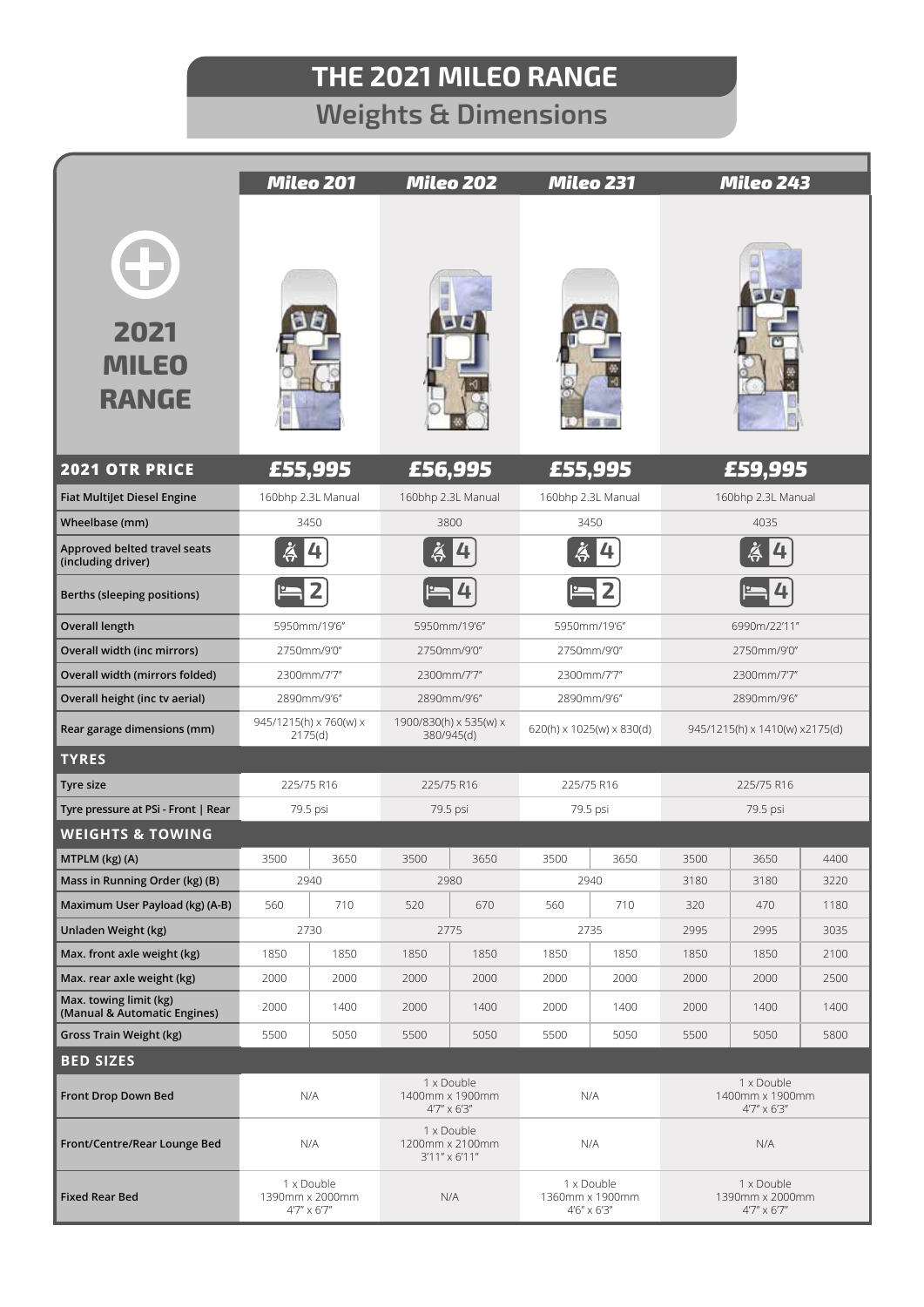# THE 2021 MILEO RANGE

## Weights & Dimensions

**2021 MILEO RANGE**

| | Mileo 201 | | Mileo 202 | | Mileo 231 | | Mileo 243 | | |
|---|---|---|---|---|---|---|---|---|---|
| **2021 OTR PRICE** | £55,995 | | £56,995 | | £55,995 | | £59,995 | | |
| **Fiat MultiJet Diesel Engine** | 160bhp 2.3L Manual | | 160bhp 2.3L Manual | | 160bhp 2.3L Manual | | 160bhp 2.3L Manual | | |
| **Wheelbase (mm)** | 3450 | | 3800 | | 3450 | | 4035 | | |
| **Approved belted travel seats (including driver)** | 4 | | 4 | | 4 | | 4 | | |
| **Berths (sleeping positions)** | 2 | | 4 | | 2 | | 4 | | |
| **Overall length** | 5950mm/19'6" | | 5950mm/19'6" | | 5950mm/19'6" | | 6990m/22'11" | | |
| **Overall width (inc mirrors)** | 2750mm/9'0" | | 2750mm/9'0" | | 2750mm/9'0" | | 2750mm/9'0" | | |
| **Overall width (mirrors folded)** | 2300mm/7'7" | | 2300mm/7'7" | | 2300mm/7'7" | | 2300mm/7'7" | | |
| **Overall height (inc tv aerial)** | 2890mm/9'6" | | 2890mm/9'6" | | 2890mm/9'6" | | 2890mm/9'6" | | |
| **Rear garage dimensions (mm)** | 945/1215(h) x 760(w) x 2175(d) | | 1900/830(h) x 535(w) x 380/945(d) | | 620(h) x 1025(w) x 830(d) | | 945/1215(h) x 1410(w) x2175(d) | | |
| **TYRES** | | | | | | | | | |
| **Tyre size** | 225/75 R16 | | 225/75 R16 | | 225/75 R16 | | 225/75 R16 | | |
| **Tyre pressure at PSi - Front \| Rear** | 79.5 psi | | 79.5 psi | | 79.5 psi | | 79.5 psi | | |
| **WEIGHTS & TOWING** | | | | | | | | | |
| **MTPLM (kg) (A)** | 3500 | 3650 | 3500 | 3650 | 3500 | 3650 | 3500 | 3650 | 4400 |
| **Mass in Running Order (kg) (B)** | 2940 | | 2980 | | 2940 | | 3180 | 3180 | 3220 |
| **Maximum User Payload (kg) (A-B)** | 560 | 710 | 520 | 670 | 560 | 710 | 320 | 470 | 1180 |
| **Unladen Weight (kg)** | 2730 | | 2775 | | 2735 | | 2995 | 2995 | 3035 |
| **Max. front axle weight (kg)** | 1850 | 1850 | 1850 | 1850 | 1850 | 1850 | 1850 | 1850 | 2100 |
| **Max. rear axle weight (kg)** | 2000 | 2000 | 2000 | 2000 | 2000 | 2000 | 2000 | 2000 | 2500 |
| **Max. towing limit (kg) (Manual & Automatic Engines)** | 2000 | 1400 | 2000 | 1400 | 2000 | 1400 | 2000 | 1400 | 1400 |
| **Gross Train Weight (kg)** | 5500 | 5050 | 5500 | 5050 | 5500 | 5050 | 5500 | 5050 | 5800 |
| **BED SIZES** | | | | | | | | | |
| **Front Drop Down Bed** | N/A | | 1 x Double 1400mm x 1900mm 4'7" x 6'3" | | N/A | | 1 x Double 1400mm x 1900mm 4'7" x 6'3" | | |
| **Front/Centre/Rear Lounge Bed** | N/A | | 1 x Double 1200mm x 2100mm 3'11" x 6'11" | | N/A | | N/A | | |
| **Fixed Rear Bed** | 1 x Double 1390mm x 2000mm 4'7" x 6'7" | | N/A | | 1 x Double 1360mm x 1900mm 4'6" x 6'3" | | 1 x Double 1390mm x 2000mm 4'7" x 6'7" | | |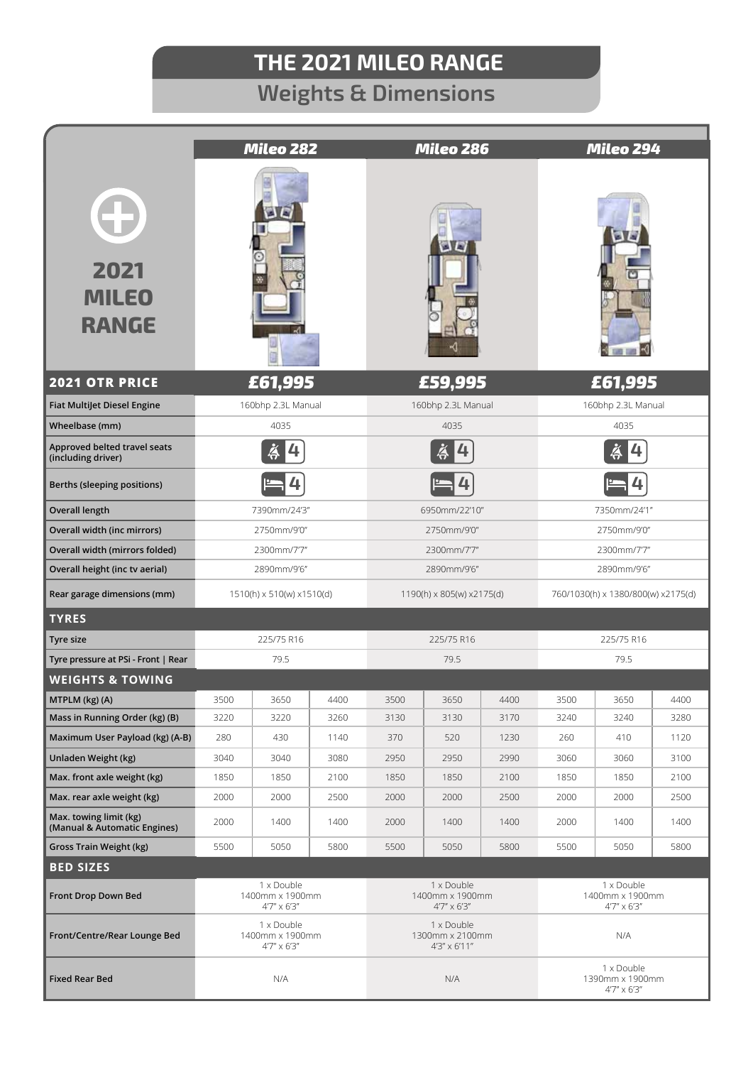# THE 2021 MILEO RANGE

## Weights & Dimensions

**2021 MILEO RANGE**

| | Mileo 282 | | | Mileo 286 | | | Mileo 294 | | |
|---|---|---|---|---|---|---|---|---|---|
| **2021 OTR PRICE** | £61,995 | | | £59,995 | | | £61,995 | | |
| **Fiat MultiJet Diesel Engine** | 160bhp 2.3L Manual | | | 160bhp 2.3L Manual | | | 160bhp 2.3L Manual | | |
| **Wheelbase (mm)** | 4035 | | | 4035 | | | 4035 | | |
| **Approved belted travel seats (including driver)** | 4 | | | 4 | | | 4 | | |
| **Berths (sleeping positions)** | 4 | | | 4 | | | 4 | | |
| **Overall length** | 7390mm/24'3" | | | 6950mm/22'10" | | | 7350mm/24'1" | | |
| **Overall width (inc mirrors)** | 2750mm/9'0" | | | 2750mm/9'0" | | | 2750mm/9'0" | | |
| **Overall width (mirrors folded)** | 2300mm/7'7" | | | 2300mm/7'7" | | | 2300mm/7'7" | | |
| **Overall height (inc tv aerial)** | 2890mm/9'6" | | | 2890mm/9'6" | | | 2890mm/9'6" | | |
| **Rear garage dimensions (mm)** | 1510(h) x 510(w) x1510(d) | | | 1190(h) x 805(w) x2175(d) | | | 760/1030(h) x 1380/800(w) x2175(d) | | |
| **TYRES** | | | | | | | | | |
| **Tyre size** | 225/75 R16 | | | 225/75 R16 | | | 225/75 R16 | | |
| **Tyre pressure at PSi - Front \| Rear** | 79.5 | | | 79.5 | | | 79.5 | | |
| **WEIGHTS & TOWING** | | | | | | | | | |
| **MTPLM (kg) (A)** | 3500 | 3650 | 4400 | 3500 | 3650 | 4400 | 3500 | 3650 | 4400 |
| **Mass in Running Order (kg) (B)** | 3220 | 3220 | 3260 | 3130 | 3130 | 3170 | 3240 | 3240 | 3280 |
| **Maximum User Payload (kg) (A-B)** | 280 | 430 | 1140 | 370 | 520 | 1230 | 260 | 410 | 1120 |
| **Unladen Weight (kg)** | 3040 | 3040 | 3080 | 2950 | 2950 | 2990 | 3060 | 3060 | 3100 |
| **Max. front axle weight (kg)** | 1850 | 1850 | 2100 | 1850 | 1850 | 2100 | 1850 | 1850 | 2100 |
| **Max. rear axle weight (kg)** | 2000 | 2000 | 2500 | 2000 | 2000 | 2500 | 2000 | 2000 | 2500 |
| **Max. towing limit (kg) (Manual & Automatic Engines)** | 2000 | 1400 | 1400 | 2000 | 1400 | 1400 | 2000 | 1400 | 1400 |
| **Gross Train Weight (kg)** | 5500 | 5050 | 5800 | 5500 | 5050 | 5800 | 5500 | 5050 | 5800 |
| **BED SIZES** | | | | | | | | | |
| **Front Drop Down Bed** | 1 x Double 1400mm x 1900mm 4'7" x 6'3" | | | 1 x Double 1400mm x 1900mm 4'7" x 6'3" | | | 1 x Double 1400mm x 1900mm 4'7" x 6'3" | | |
| **Front/Centre/Rear Lounge Bed** | 1 x Double 1400mm x 1900mm 4'7" x 6'3" | | | 1 x Double 1300mm x 2100mm 4'3" x 6'11" | | | N/A | | |
| **Fixed Rear Bed** | N/A | | | N/A | | | 1 x Double 1390mm x 1900mm 4'7" x 6'3" | | |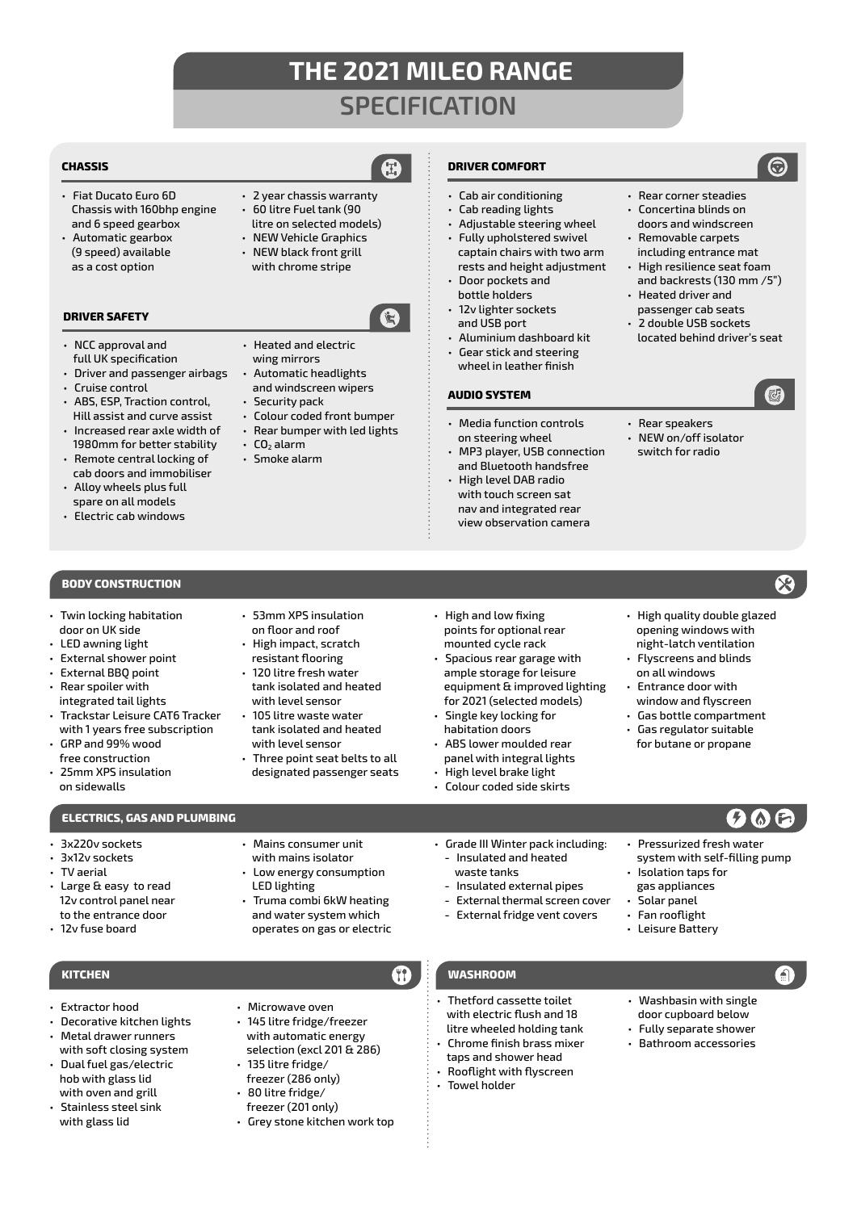# THE 2021 MILEO RANGE

## SPECIFICATION

### CHASSIS

- Fiat Ducato Euro 6D Chassis with 160bhp engine and 6 speed gearbox
- Automatic gearbox (9 speed) available as a cost option
- 2 year chassis warranty
- 60 litre Fuel tank (90 litre on selected models)
- NEW Vehicle Graphics
- NEW black front grill with chrome stripe

### DRIVER SAFETY

- NCC approval and full UK specification
- Driver and passenger airbags
- Cruise control
- ABS, ESP, Traction control, Hill assist and curve assist
- Increased rear axle width of 1980mm for better stability
- Remote central locking of cab doors and immobiliser
- Alloy wheels plus full spare on all models
- Electric cab windows
- Heated and electric wing mirrors
- Automatic headlights and windscreen wipers
- Security pack
- Colour coded front bumper
- Rear bumper with led lights
- $CO_2$ alarm
- Smoke alarm

### DRIVER COMFORT

- Cab air conditioning
- Cab reading lights
- Adjustable steering wheel
- Fully upholstered swivel captain chairs with two arm rests and height adjustment
- Door pockets and bottle holders
- 12v lighter sockets and USB port
- Aluminium dashboard kit
- Gear stick and steering wheel in leather finish
- Rear corner steadies
- Concertina blinds on doors and windscreen
- Removable carpets including entrance mat
- High resilience seat foam and backrests (130 mm /5")
- Heated driver and passenger cab seats
- 2 double USB sockets located behind driver's seat

### AUDIO SYSTEM

- Media function controls on steering wheel
- MP3 player, USB connection and Bluetooth handsfree
- High level DAB radio with touch screen sat nav and integrated rear view observation camera
- Rear speakers
- NEW on/off isolator switch for radio

### BODY CONSTRUCTION

- Twin locking habitation door on UK side
- LED awning light
- External shower point
- External BBQ point
- Rear spoiler with integrated tail lights
- Trackstar Leisure CAT6 Tracker with 1 years free subscription
- GRP and 99% wood free construction
- 25mm XPS insulation on sidewalls
- 53mm XPS insulation on floor and roof
- High impact, scratch resistant flooring
- 120 litre fresh water tank isolated and heated with level sensor
- 105 litre waste water tank isolated and heated with level sensor
- Three point seat belts to all designated passenger seats
- High and low fixing points for optional rear mounted cycle rack
- Spacious rear garage with ample storage for leisure equipment & improved lighting for 2021 (selected models)
- Single key locking for habitation doors
- ABS lower moulded rear panel with integral lights
- High level brake light
- Colour coded side skirts
- High quality double glazed opening windows with night-latch ventilation
- Flyscreens and blinds on all windows
- Entrance door with window and flyscreen
- Gas bottle compartment
- Gas regulator suitable for butane or propane

### ELECTRICS, GAS AND PLUMBING

- 3x220v sockets
- 3x12v sockets
- TV aerial
- Large & easy to read 12v control panel near to the entrance door
- 12v fuse board
- Mains consumer unit with mains isolator
- Low energy consumption LED lighting
- Truma combi 6kW heating and water system which operates on gas or electric
- Grade III Winter pack including:
  - Insulated and heated waste tanks
  - Insulated external pipes
  - External thermal screen cover
  - External fridge vent covers
- Pressurized fresh water system with self-filling pump
- Isolation taps for gas appliances
- Solar panel
- Fan rooflight
- Leisure Battery

### KITCHEN

- Extractor hood
- Decorative kitchen lights
- Metal drawer runners with soft closing system
- Dual fuel gas/electric hob with glass lid with oven and grill
- Stainless steel sink with glass lid
- Microwave oven
- 145 litre fridge/freezer with automatic energy selection (excl 201 & 286)
- 135 litre fridge/ freezer (286 only)
- 80 litre fridge/ freezer (201 only)
- Grey stone kitchen work top

### WASHROOM

- Thetford cassette toilet with electric flush and 18 litre wheeled holding tank
- Chrome finish brass mixer taps and shower head
- Rooflight with flyscreen
- Towel holder
- Washbasin with single door cupboard below
- Fully separate shower
- Bathroom accessories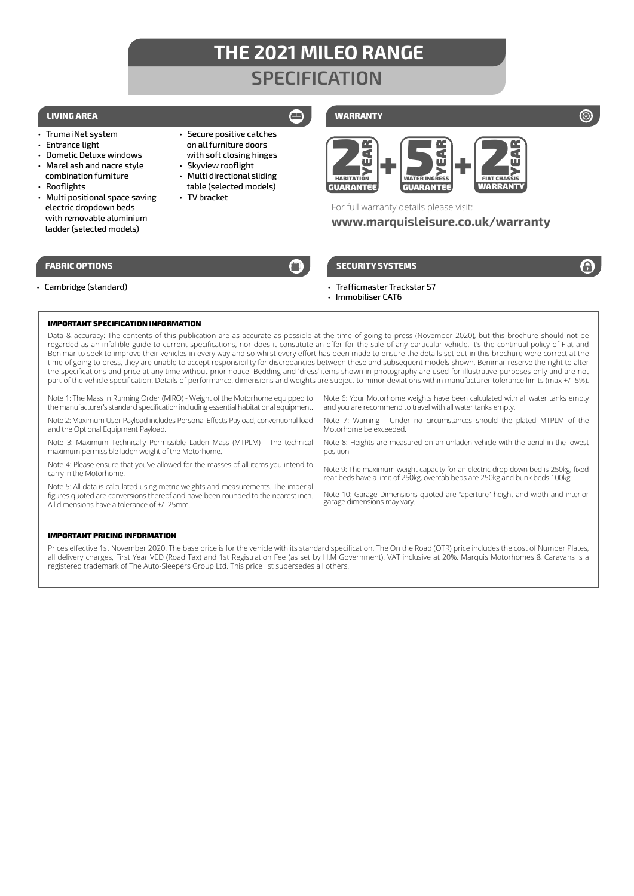# THE 2021 MILEO RANGE

## SPECIFICATION

### LIVING AREA

- Truma iNet system
- Entrance light
- Dometic Deluxe windows
- Marel ash and nacre style combination furniture
- Rooflights
- Multi positional space saving electric dropdown beds with removable aluminium ladder (selected models)
- Secure positive catches on all furniture doors with soft closing hinges
- Skyview rooflight
- Multi directional sliding table (selected models)
- TV bracket

### WARRANTY

2 YEAR HABITATION GUARANTEE + 5 YEAR WATER INGRESS GUARANTEE + 2 YEAR FIAT CHASSIS WARRANTY

For full warranty details please visit:

**www.marquisleisure.co.uk/warranty**

### FABRIC OPTIONS

- Cambridge (standard)

### SECURITY SYSTEMS

- Trafficmaster Trackstar S7
- Immobiliser CAT6

#### IMPORTANT SPECIFICATION INFORMATION

Data & accuracy: The contents of this publication are as accurate as possible at the time of going to press (November 2020), but this brochure should not be regarded as an infallible guide to current specifications, nor does it constitute an offer for the sale of any particular vehicle. It's the continual policy of Fiat and Benimar to seek to improve their vehicles in every way and so whilst every effort has been made to ensure the details set out in this brochure were correct at the time of going to press, they are unable to accept responsibility for discrepancies between these and subsequent models shown. Benimar reserve the right to alter the specifications and price at any time without prior notice. Bedding and 'dress' items shown in photography are used for illustrative purposes only and are not part of the vehicle specification. Details of performance, dimensions and weights are subject to minor deviations within manufacturer tolerance limits (max +/- 5%).

Note 1: The Mass In Running Order (MIRO) - Weight of the Motorhome equipped to the manufacturer's standard specification including essential habitational equipment.

Note 2: Maximum User Payload includes Personal Effects Payload, conventional load and the Optional Equipment Payload.

Note 3: Maximum Technically Permissible Laden Mass (MTPLM) - The technical maximum permissible laden weight of the Motorhome.

Note 4: Please ensure that you've allowed for the masses of all items you intend to carry in the Motorhome.

Note 5: All data is calculated using metric weights and measurements. The imperial figures quoted are conversions thereof and have been rounded to the nearest inch. All dimensions have a tolerance of +/- 25mm.

Note 6: Your Motorhome weights have been calculated with all water tanks empty and you are recommend to travel with all water tanks empty.

Note 7: Warning - Under no circumstances should the plated MTPLM of the Motorhome be exceeded.

Note 8: Heights are measured on an unladen vehicle with the aerial in the lowest position.

Note 9: The maximum weight capacity for an electric drop down bed is 250kg, fixed rear beds have a limit of 250kg, overcab beds are 250kg and bunk beds 100kg.

Note 10: Garage Dimensions quoted are "aperture" height and width and interior garage dimensions may vary.

#### IMPORTANT PRICING INFORMATION

Prices effective 1st November 2020. The base price is for the vehicle with its standard specification. The On the Road (OTR) price includes the cost of Number Plates, all delivery charges, First Year VED (Road Tax) and 1st Registration Fee (as set by H.M Government). VAT inclusive at 20%. Marquis Motorhomes & Caravans is a registered trademark of The Auto-Sleepers Group Ltd. This price list supersedes all others.